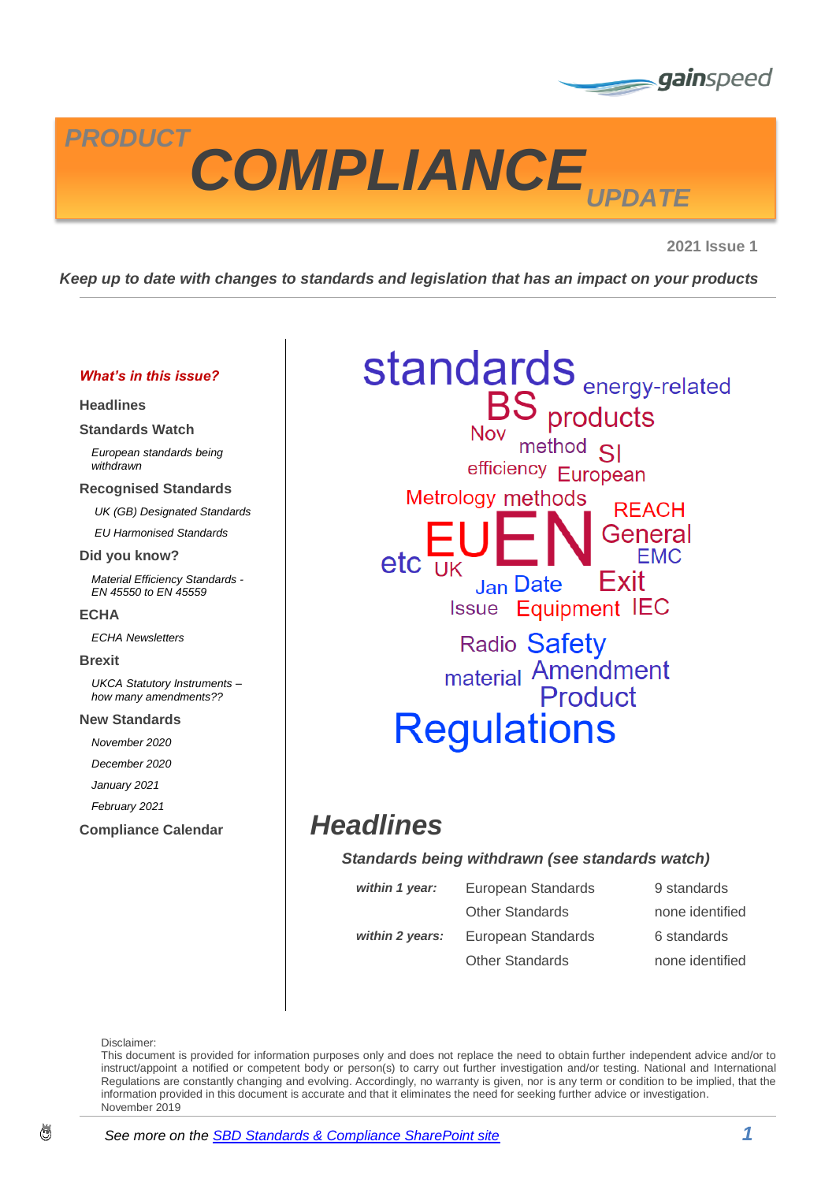gainspeed

# PRODUCT COMPLIANCE UPDATE

**2021 Issue 1**

***Keep up to date with changes to standards and legislation that has an impact on your products***

***What's in this issue?***

**Headlines**

**Standards Watch**

*European standards being withdrawn*

**Recognised Standards**

*UK (GB) Designated Standards*

*EU Harmonised Standards*

**Did you know?**

*Material Efficiency Standards - EN 45550 to EN 45559*

**ECHA**

*ECHA Newsletters*

**Brexit**

*UKCA Statutory Instruments – how many amendments??*

**New Standards**

*November 2020*

*December 2020*

*January 2021*

*February 2021*

**Compliance Calendar**

standards energy-related BS products Nov method SI efficiency European Metrology methods REACH EU EN General etc UK EMC Jan Date Exit Issue Equipment IEC Radio Safety material Amendment Product Regulations

## Headlines

***Standards being withdrawn (see standards watch)***

| | | |
|---|---|---|
| ***within 1 year:*** | European Standards | 9 standards |
| | Other Standards | none identified |
| ***within 2 years:*** | European Standards | 6 standards |
| | Other Standards | none identified |

Disclaimer:
This document is provided for information purposes only and does not replace the need to obtain further independent advice and/or to instruct/appoint a notified or competent body or person(s) to carry out further investigation and/or testing. National and International Regulations are constantly changing and evolving. Accordingly, no warranty is given, nor is any term or condition to be implied, that the information provided in this document is accurate and that it eliminates the need for seeking further advice or investigation.
November 2019

*See more on the [SBD Standards & Compliance SharePoint site]*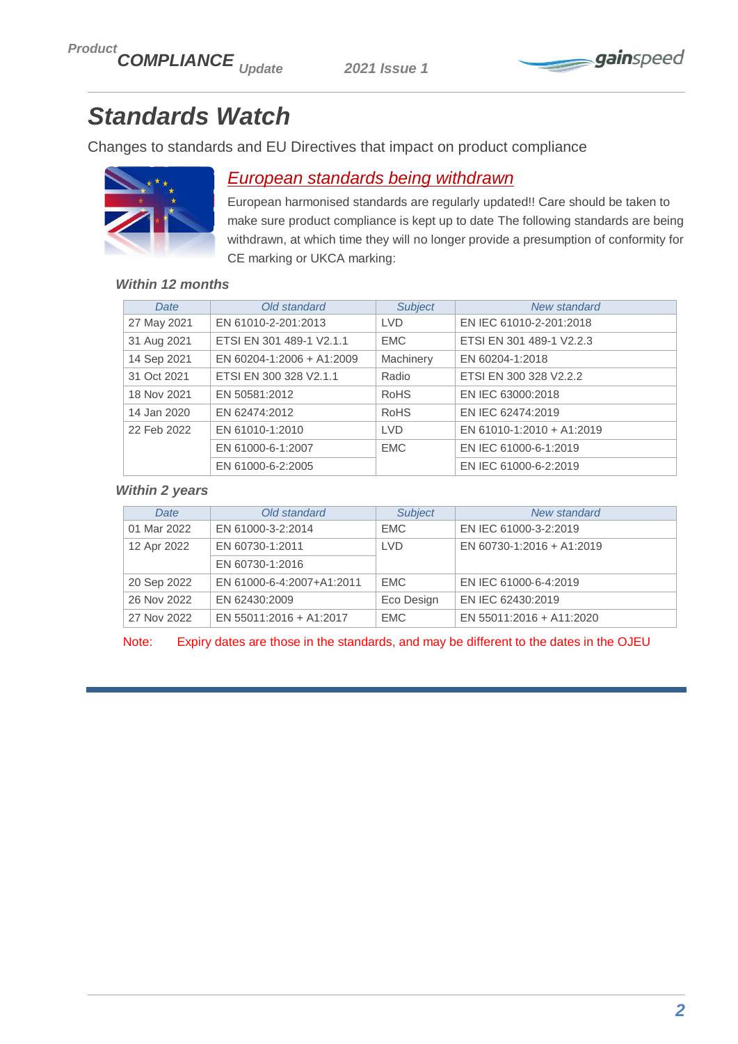# Standards Watch

Changes to standards and EU Directives that impact on product compliance

## *European standards being withdrawn*

European harmonised standards are regularly updated!! Care should be taken to make sure product compliance is kept up to date The following standards are being withdrawn, at which time they will no longer provide a presumption of conformity for CE marking or UKCA marking:

### *Within 12 months*

| Date | Old standard | Subject | New standard |
|---|---|---|---|
| 27 May 2021 | EN 61010-2-201:2013 | LVD | EN IEC 61010-2-201:2018 |
| 31 Aug 2021 | ETSI EN 301 489-1 V2.1.1 | EMC | ETSI EN 301 489-1 V2.2.3 |
| 14 Sep 2021 | EN 60204-1:2006 + A1:2009 | Machinery | EN 60204-1:2018 |
| 31 Oct 2021 | ETSI EN 300 328 V2.1.1 | Radio | ETSI EN 300 328 V2.2.2 |
| 18 Nov 2021 | EN 50581:2012 | RoHS | EN IEC 63000:2018 |
| 14 Jan 2020 | EN 62474:2012 | RoHS | EN IEC 62474:2019 |
| 22 Feb 2022 | EN 61010-1:2010 | LVD | EN 61010-1:2010 + A1:2019 |
| | EN 61000-6-1:2007 | EMC | EN IEC 61000-6-1:2019 |
| | EN 61000-6-2:2005 | | EN IEC 61000-6-2:2019 |

### *Within 2 years*

| Date | Old standard | Subject | New standard |
|---|---|---|---|
| 01 Mar 2022 | EN 61000-3-2:2014 | EMC | EN IEC 61000-3-2:2019 |
| 12 Apr 2022 | EN 60730-1:2011 | LVD | EN 60730-1:2016 + A1:2019 |
| | EN 60730-1:2016 | | |
| 20 Sep 2022 | EN 61000-6-4:2007+A1:2011 | EMC | EN IEC 61000-6-4:2019 |
| 26 Nov 2022 | EN 62430:2009 | Eco Design | EN IEC 62430:2019 |
| 27 Nov 2022 | EN 55011:2016 + A1:2017 | EMC | EN 55011:2016 + A11:2020 |

Note: Expiry dates are those in the standards, and may be different to the dates in the OJEU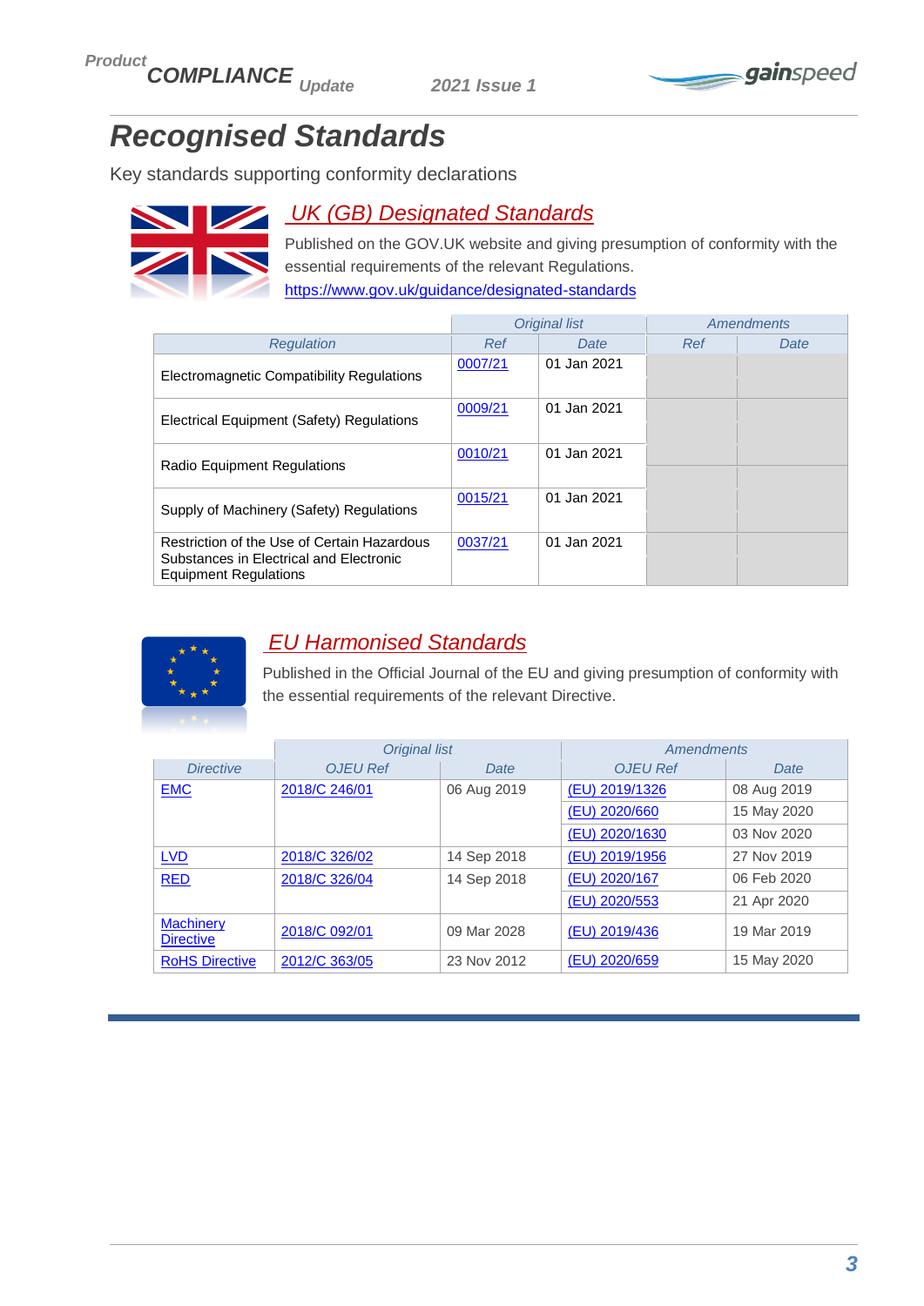# Recognised Standards

Key standards supporting conformity declarations

## UK (GB) Designated Standards

Published on the GOV.UK website and giving presumption of conformity with the essential requirements of the relevant Regulations.

https://www.gov.uk/guidance/designated-standards

| | Original list | | Amendments | |
|---|---|---|---|---|
| Regulation | Ref | Date | Ref | Date |
| Electromagnetic Compatibility Regulations | 0007/21 | 01 Jan 2021 | | |
| Electrical Equipment (Safety) Regulations | 0009/21 | 01 Jan 2021 | | |
| Radio Equipment Regulations | 0010/21 | 01 Jan 2021 | | |
| Supply of Machinery (Safety) Regulations | 0015/21 | 01 Jan 2021 | | |
| Restriction of the Use of Certain Hazardous Substances in Electrical and Electronic Equipment Regulations | 0037/21 | 01 Jan 2021 | | |

## EU Harmonised Standards

Published in the Official Journal of the EU and giving presumption of conformity with the essential requirements of the relevant Directive.

| | Original list | | Amendments | |
|---|---|---|---|---|
| Directive | OJEU Ref | Date | OJEU Ref | Date |
| EMC | 2018/C 246/01 | 06 Aug 2019 | (EU) 2019/1326 | 08 Aug 2019 |
| | | | (EU) 2020/660 | 15 May 2020 |
| | | | (EU) 2020/1630 | 03 Nov 2020 |
| LVD | 2018/C 326/02 | 14 Sep 2018 | (EU) 2019/1956 | 27 Nov 2019 |
| RED | 2018/C 326/04 | 14 Sep 2018 | (EU) 2020/167 | 06 Feb 2020 |
| | | | (EU) 2020/553 | 21 Apr 2020 |
| Machinery Directive | 2018/C 092/01 | 09 Mar 2028 | (EU) 2019/436 | 19 Mar 2019 |
| RoHS Directive | 2012/C 363/05 | 23 Nov 2012 | (EU) 2020/659 | 15 May 2020 |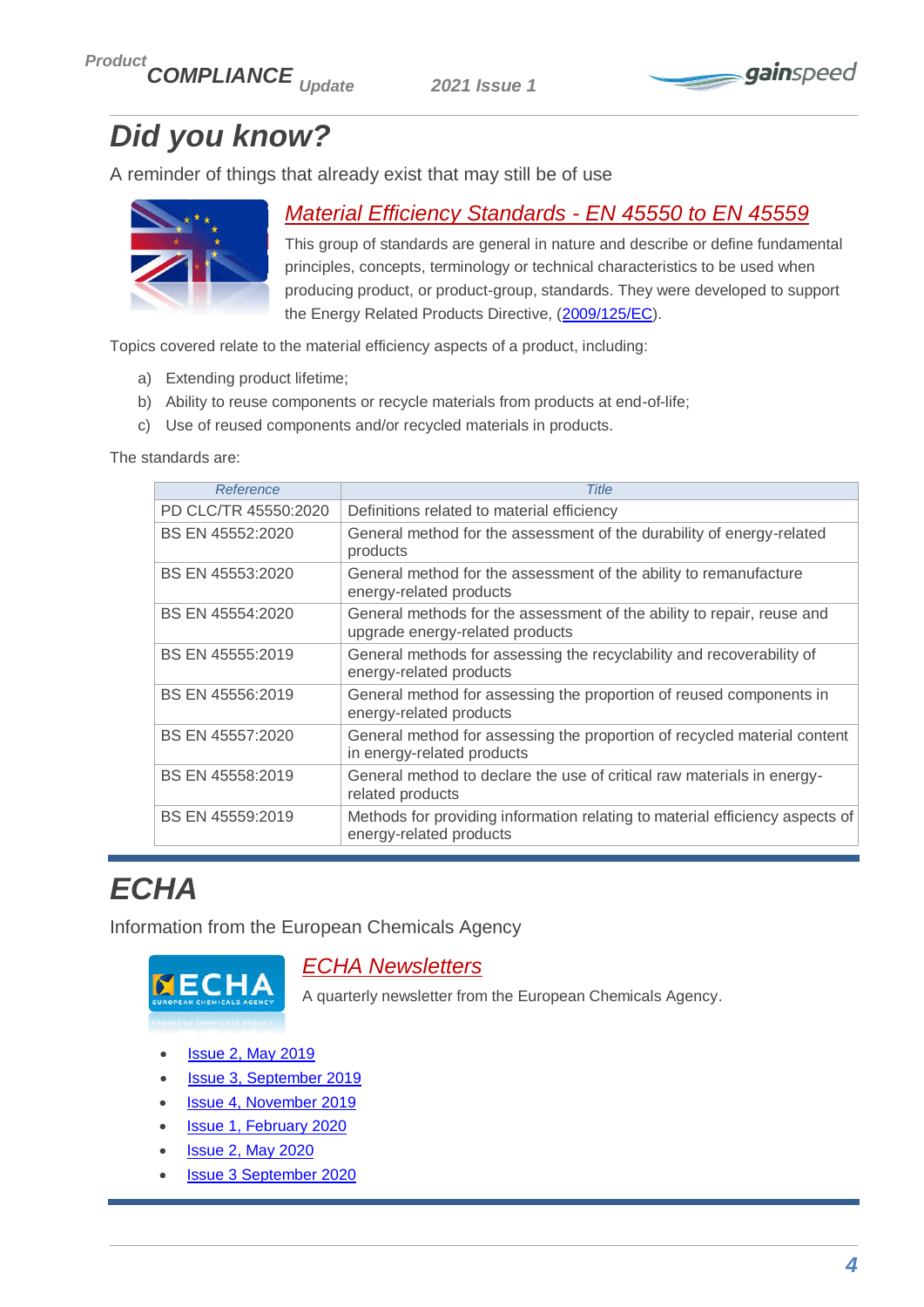# Did you know?

A reminder of things that already exist that may still be of use

## Material Efficiency Standards - EN 45550 to EN 45559

This group of standards are general in nature and describe or define fundamental principles, concepts, terminology or technical characteristics to be used when producing product, or product-group, standards. They were developed to support the Energy Related Products Directive, (2009/125/EC).

Topics covered relate to the material efficiency aspects of a product, including:

a) Extending product lifetime;
b) Ability to reuse components or recycle materials from products at end-of-life;
c) Use of reused components and/or recycled materials in products.

The standards are:

| Reference | Title |
|---|---|
| PD CLC/TR 45550:2020 | Definitions related to material efficiency |
| BS EN 45552:2020 | General method for the assessment of the durability of energy-related products |
| BS EN 45553:2020 | General method for the assessment of the ability to remanufacture energy-related products |
| BS EN 45554:2020 | General methods for the assessment of the ability to repair, reuse and upgrade energy-related products |
| BS EN 45555:2019 | General methods for assessing the recyclability and recoverability of energy-related products |
| BS EN 45556:2019 | General method for assessing the proportion of reused components in energy-related products |
| BS EN 45557:2020 | General method for assessing the proportion of recycled material content in energy-related products |
| BS EN 45558:2019 | General method to declare the use of critical raw materials in energy-related products |
| BS EN 45559:2019 | Methods for providing information relating to material efficiency aspects of energy-related products |

# ECHA

Information from the European Chemicals Agency

## ECHA Newsletters

A quarterly newsletter from the European Chemicals Agency.

- Issue 2, May 2019
- Issue 3, September 2019
- Issue 4, November 2019
- Issue 1, February 2020
- Issue 2, May 2020
- Issue 3 September 2020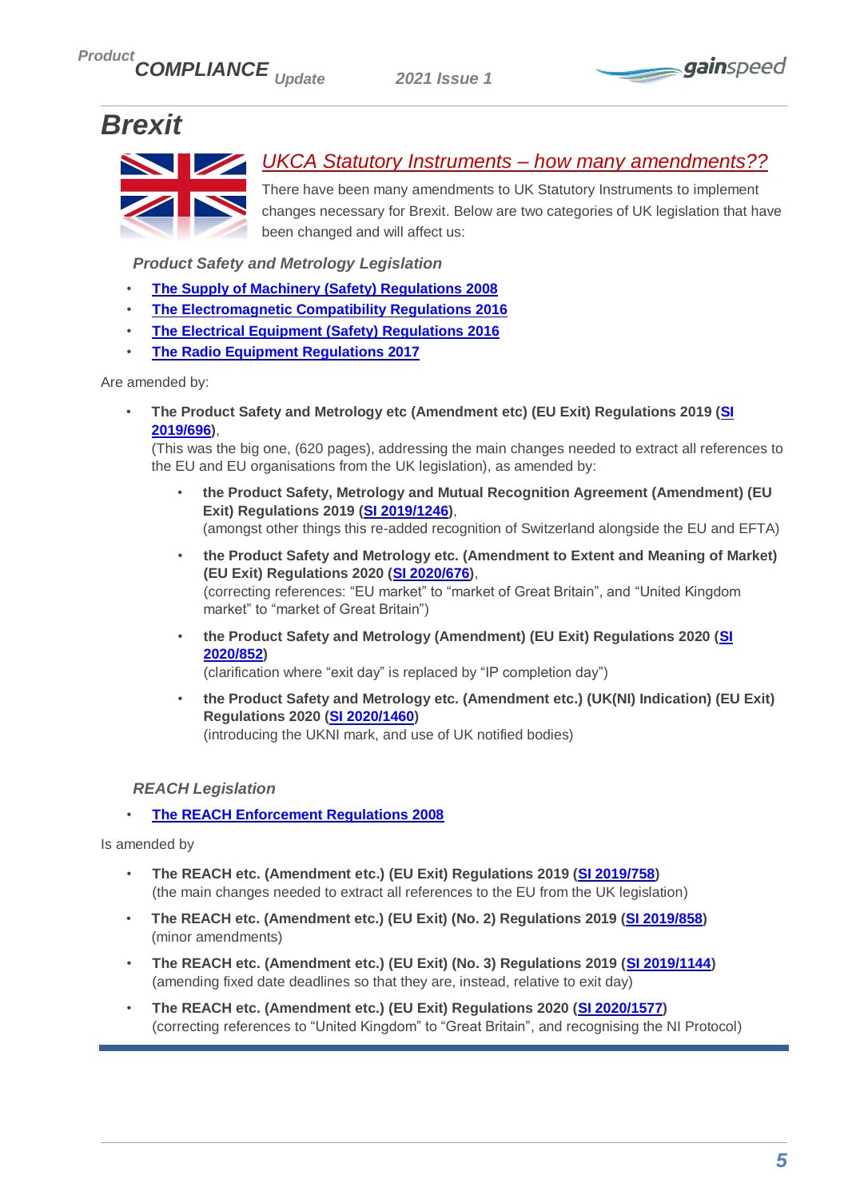# Brexit

## UKCA Statutory Instruments – how many amendments??

There have been many amendments to UK Statutory Instruments to implement changes necessary for Brexit. Below are two categories of UK legislation that have been changed and will affect us:

### *Product Safety and Metrology Legislation*

- **The Supply of Machinery (Safety) Regulations 2008**
- **The Electromagnetic Compatibility Regulations 2016**
- **The Electrical Equipment (Safety) Regulations 2016**
- **The Radio Equipment Regulations 2017**

Are amended by:

- **The Product Safety and Metrology etc (Amendment etc) (EU Exit) Regulations 2019 (SI 2019/696)**,
  (This was the big one, (620 pages), addressing the main changes needed to extract all references to the EU and EU organisations from the UK legislation), as amended by:
  - **the Product Safety, Metrology and Mutual Recognition Agreement (Amendment) (EU Exit) Regulations 2019 (SI 2019/1246)**,
    (amongst other things this re-added recognition of Switzerland alongside the EU and EFTA)
  - **the Product Safety and Metrology etc. (Amendment to Extent and Meaning of Market) (EU Exit) Regulations 2020 (SI 2020/676)**,
    (correcting references: "EU market" to "market of Great Britain", and "United Kingdom market" to "market of Great Britain")
  - **the Product Safety and Metrology (Amendment) (EU Exit) Regulations 2020 (SI 2020/852)**
    (clarification where "exit day" is replaced by "IP completion day")
  - **the Product Safety and Metrology etc. (Amendment etc.) (UK(NI) Indication) (EU Exit) Regulations 2020 (SI 2020/1460)**
    (introducing the UKNI mark, and use of UK notified bodies)

### *REACH Legislation*

- **The REACH Enforcement Regulations 2008**

Is amended by

- **The REACH etc. (Amendment etc.) (EU Exit) Regulations 2019 (SI 2019/758)**
  (the main changes needed to extract all references to the EU from the UK legislation)
- **The REACH etc. (Amendment etc.) (EU Exit) (No. 2) Regulations 2019 (SI 2019/858)**
  (minor amendments)
- **The REACH etc. (Amendment etc.) (EU Exit) (No. 3) Regulations 2019 (SI 2019/1144)**
  (amending fixed date deadlines so that they are, instead, relative to exit day)
- **The REACH etc. (Amendment etc.) (EU Exit) Regulations 2020 (SI 2020/1577)**
  (correcting references to "United Kingdom" to "Great Britain", and recognising the NI Protocol)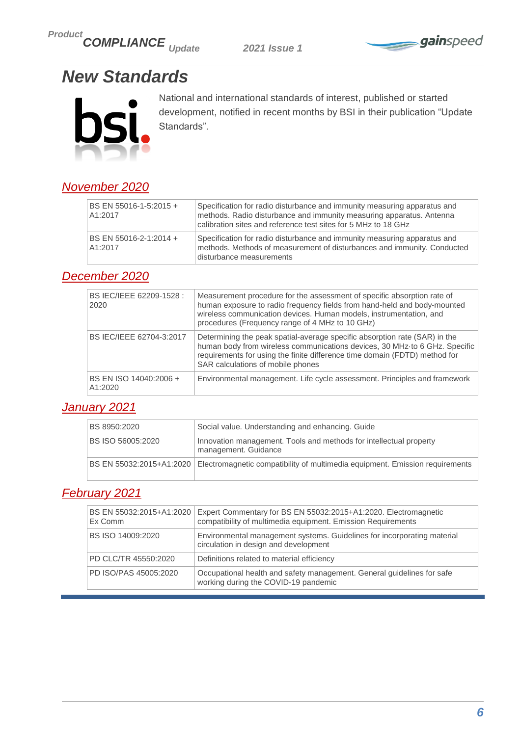# New Standards

National and international standards of interest, published or started development, notified in recent months by BSI in their publication "Update Standards".

## November 2020

| | |
|---|---|
| BS EN 55016-1-5:2015 + A1:2017 | Specification for radio disturbance and immunity measuring apparatus and methods. Radio disturbance and immunity measuring apparatus. Antenna calibration sites and reference test sites for 5 MHz to 18 GHz |
| BS EN 55016-2-1:2014 + A1:2017 | Specification for radio disturbance and immunity measuring apparatus and methods. Methods of measurement of disturbances and immunity. Conducted disturbance measurements |

## December 2020

| | |
|---|---|
| BS IEC/IEEE 62209-1528 : 2020 | Measurement procedure for the assessment of specific absorption rate of human exposure to radio frequency fields from hand-held and body-mounted wireless communication devices. Human models, instrumentation, and procedures (Frequency range of 4 MHz to 10 GHz) |
| BS IEC/IEEE 62704-3:2017 | Determining the peak spatial-average specific absorption rate (SAR) in the human body from wireless communications devices, 30 MHz to 6 GHz. Specific requirements for using the finite difference time domain (FDTD) method for SAR calculations of mobile phones |
| BS EN ISO 14040:2006 + A1:2020 | Environmental management. Life cycle assessment. Principles and framework |

## January 2021

| | |
|---|---|
| BS 8950:2020 | Social value. Understanding and enhancing. Guide |
| BS ISO 56005:2020 | Innovation management. Tools and methods for intellectual property management. Guidance |
| BS EN 55032:2015+A1:2020 | Electromagnetic compatibility of multimedia equipment. Emission requirements |

## February 2021

| | |
|---|---|
| BS EN 55032:2015+A1:2020 Ex Comm | Expert Commentary for BS EN 55032:2015+A1:2020. Electromagnetic compatibility of multimedia equipment. Emission Requirements |
| BS ISO 14009:2020 | Environmental management systems. Guidelines for incorporating material circulation in design and development |
| PD CLC/TR 45550:2020 | Definitions related to material efficiency |
| PD ISO/PAS 45005:2020 | Occupational health and safety management. General guidelines for safe working during the COVID-19 pandemic |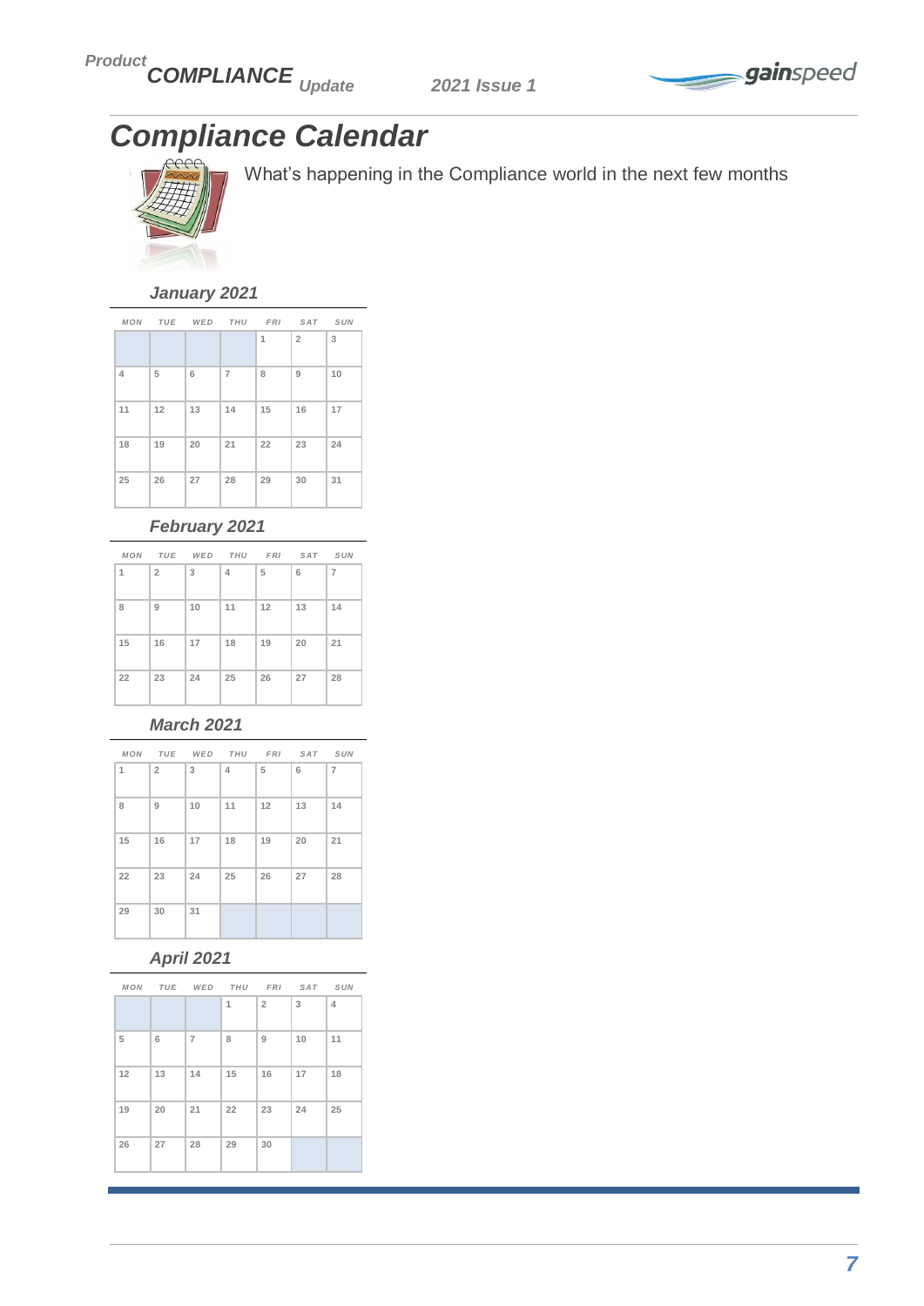# Compliance Calendar

What's happening in the Compliance world in the next few months

### January 2021

| MON | TUE | WED | THU | FRI | SAT | SUN |
|---|---|---|---|---|---|---|
| | | | | 1 | 2 | 3 |
| 4 | 5 | 6 | 7 | 8 | 9 | 10 |
| 11 | 12 | 13 | 14 | 15 | 16 | 17 |
| 18 | 19 | 20 | 21 | 22 | 23 | 24 |
| 25 | 26 | 27 | 28 | 29 | 30 | 31 |

### February 2021

| MON | TUE | WED | THU | FRI | SAT | SUN |
|---|---|---|---|---|---|---|
| 1 | 2 | 3 | 4 | 5 | 6 | 7 |
| 8 | 9 | 10 | 11 | 12 | 13 | 14 |
| 15 | 16 | 17 | 18 | 19 | 20 | 21 |
| 22 | 23 | 24 | 25 | 26 | 27 | 28 |

### March 2021

| MON | TUE | WED | THU | FRI | SAT | SUN |
|---|---|---|---|---|---|---|
| 1 | 2 | 3 | 4 | 5 | 6 | 7 |
| 8 | 9 | 10 | 11 | 12 | 13 | 14 |
| 15 | 16 | 17 | 18 | 19 | 20 | 21 |
| 22 | 23 | 24 | 25 | 26 | 27 | 28 |
| 29 | 30 | 31 | | | | |

### April 2021

| MON | TUE | WED | THU | FRI | SAT | SUN |
|---|---|---|---|---|---|---|
| | | | 1 | 2 | 3 | 4 |
| 5 | 6 | 7 | 8 | 9 | 10 | 11 |
| 12 | 13 | 14 | 15 | 16 | 17 | 18 |
| 19 | 20 | 21 | 22 | 23 | 24 | 25 |
| 26 | 27 | 28 | 29 | 30 | | |